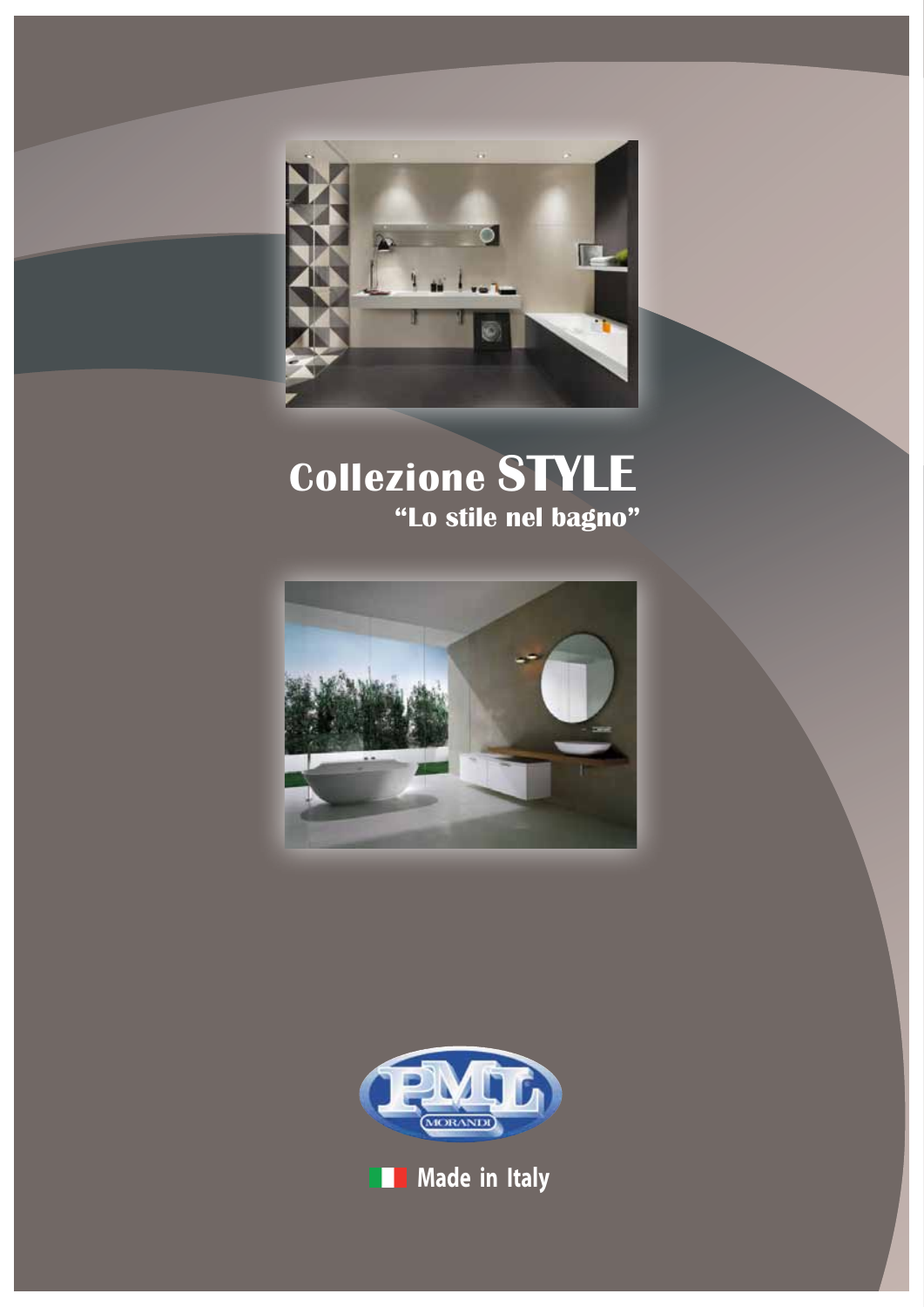# Collezione STYLE

**"Lo stile nel bagno"**

PML MORANDI

Made in Italy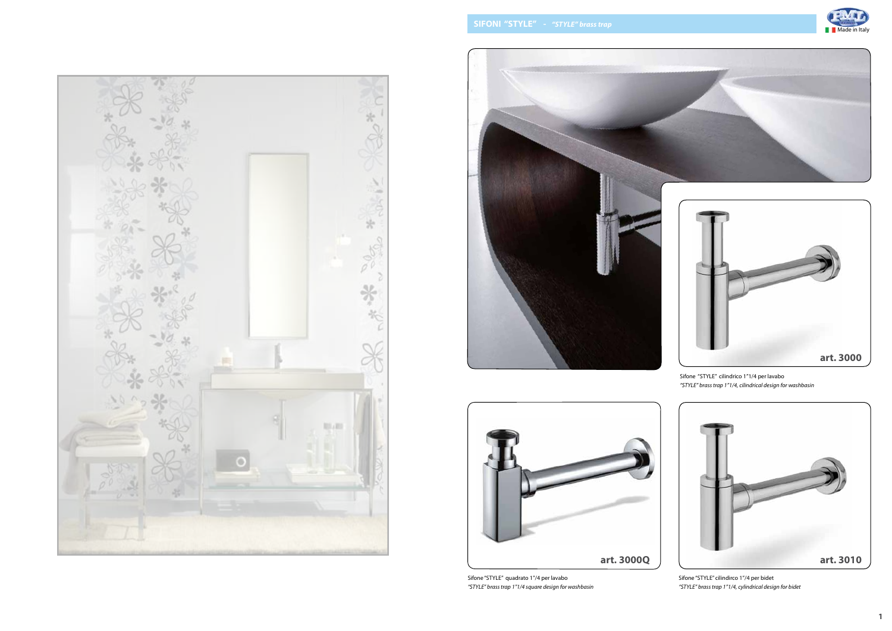## SIFONI "STYLE" - *"STYLE" brass trap*

Made in Italy

**art. 3000**

Sifone "STYLE" cilindrico 1"1/4 per lavabo
*"STYLE" brass trap 1"1/4, cilindrical design for washbasin*

**art. 3000Q**

Sifone "STYLE" quadrato 1"/4 per lavabo
*"STYLE" brass trap 1"1/4 square design for washbasin*

**art. 3010**

Sifone "STYLE" cilindirco 1"/4 per bidet
*"STYLE" brass trap 1"1/4, cylindrical design for bidet*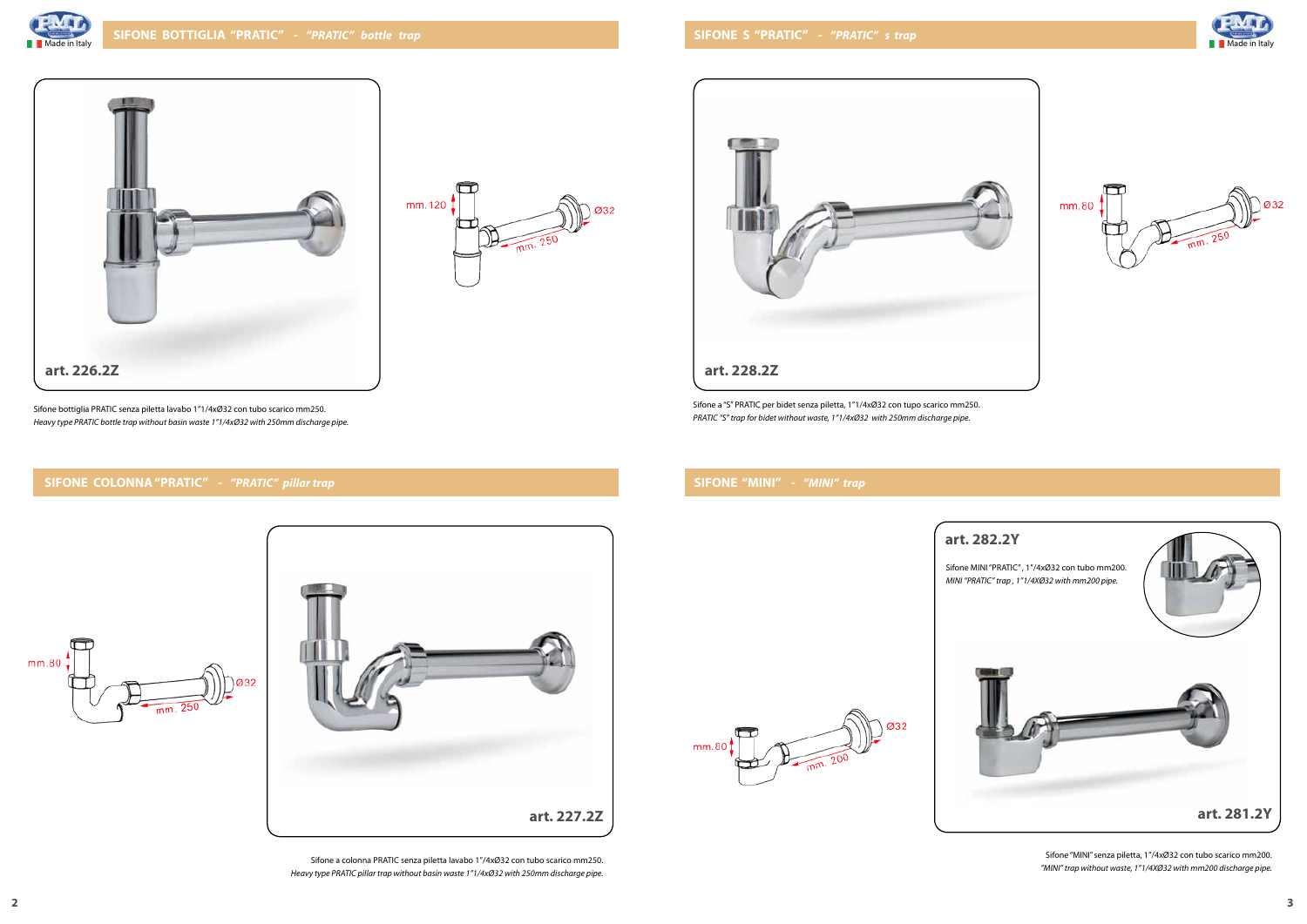## SIFONE BOTTIGLIA "PRATIC" - *"PRATIC" bottle trap*

**art. 226.2Z**

mm. 120 Ø32 mm. 250

Sifone bottiglia PRATIC senza piletta lavabo 1"1/4xØ32 con tubo scarico mm250.
*Heavy type PRATIC bottle trap without basin waste 1"1/4xØ32 with 250mm discharge pipe.*

## SIFONE S "PRATIC" - *"PRATIC" s trap*

**art. 228.2Z**

mm. 80 Ø32 mm. 250

Sifone a "S" PRATIC per bidet senza piletta, 1"1/4xØ32 con tupo scarico mm250.
*PRATIC "S" trap for bidet without waste, 1"1/4xØ32 with 250mm discharge pipe.*

## SIFONE COLONNA "PRATIC" - *"PRATIC" pillar trap*

mm. 80 Ø32 mm. 250

**art. 227.2Z**

Sifone a colonna PRATIC senza piletta lavabo 1"/4xØ32 con tubo scarico mm250.
*Heavy type PRATIC pillar trap without basin waste 1"1/4xØ32 with 250mm discharge pipe.*

## SIFONE "MINI" - *"MINI" trap*

**art. 282.2Y**

Sifone MINI "PRATIC", 1"/4xØ32 con tubo mm200.
*MINI "PRATIC" trap, 1"1/4XØ32 with mm200 pipe.*

mm. 80 Ø32 mm. 200

**art. 281.2Y**

Sifone "MINI" senza piletta, 1"/4xØ32 con tubo scarico mm200.
*"MINI" trap without waste, 1"1/4XØ32 with mm200 discharge pipe.*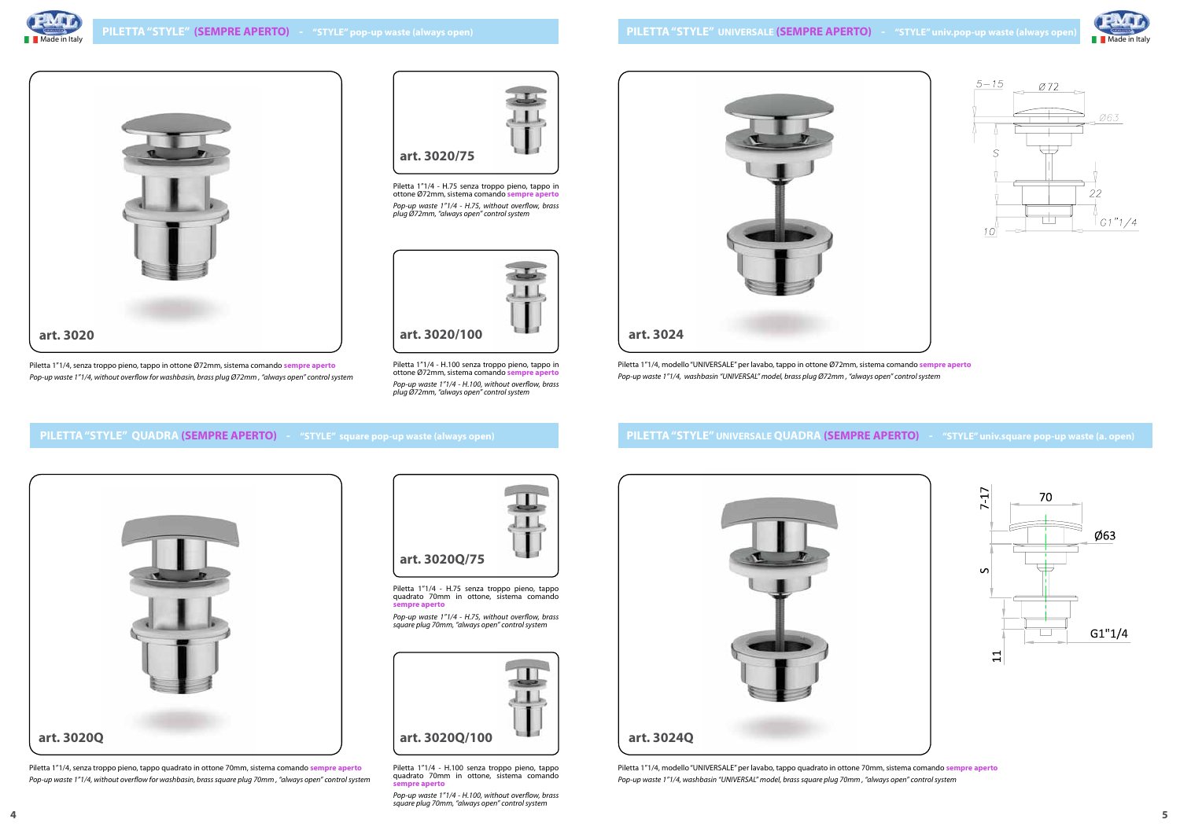## PILETTA "STYLE" (SEMPRE APERTO) - "STYLE" pop-up waste (always open)

**art. 3020**

Piletta 1"1/4, senza troppo pieno, tappo in ottone Ø72mm, sistema comando **sempre aperto**

*Pop-up waste 1"1/4, without overflow for washbasin, brass plug Ø72mm , "always open" control system*

**art. 3020/75**

Piletta 1"1/4 - H.75 senza troppo pieno, tappo in ottone Ø72mm, sistema comando **sempre aperto**

*Pop-up waste 1"1/4 - H.75, without overflow, brass plug Ø72mm, "always open" control system*

**art. 3020/100**

Piletta 1"1/4 - H.100 senza troppo pieno, tappo in ottone Ø72mm, sistema comando **sempre aperto**

*Pop-up waste 1"1/4 - H.100, without overflow, brass plug Ø72mm, "always open" control system*

## PILETTA "STYLE" UNIVERSALE (SEMPRE APERTO) - "STYLE" univ.pop-up waste (always open)

**art. 3024**

5–15, Ø72, Ø63, S, 22, 10, G1"1/4

Piletta 1"1/4, modello "UNIVERSALE" per lavabo, tappo in ottone Ø72mm, sistema comando **sempre aperto**

*Pop-up waste 1"1/4, washbasin "UNIVERSAL" model, brass plug Ø72mm , "always open" control system*

## PILETTA "STYLE" QUADRA (SEMPRE APERTO) - "STYLE" square pop-up waste (always open)

**art. 3020Q**

Piletta 1"1/4, senza troppo pieno, tappo quadrato in ottone 70mm, sistema comando **sempre aperto**

*Pop-up waste 1"1/4, without overflow for washbasin, brass square plug 70mm , "always open" control system*

**art. 3020Q/75**

Piletta 1"1/4 - H.75 senza troppo pieno, tappo quadrato 70mm in ottone, sistema comando **sempre aperto**

*Pop-up waste 1"1/4 - H.75, without overflow, brass square plug 70mm, "always open" control system*

**art. 3020Q/100**

Piletta 1"1/4 - H.100 senza troppo pieno, tappo quadrato 70mm in ottone, sistema comando **sempre aperto**

*Pop-up waste 1"1/4 - H.100, without overflow, brass square plug 70mm, "always open" control system*

## PILETTA "STYLE" UNIVERSALE QUADRA (SEMPRE APERTO) - "STYLE" univ.square pop-up waste (a. open)

**art. 3024Q**

7-17, 70, Ø63, S, G1"1/4, 11

Piletta 1"1/4, modello "UNIVERSALE" per lavabo, tappo quadrato in ottone 70mm, sistema comando **sempre aperto**

*Pop-up waste 1"1/4, washbasin "UNIVERSAL" model, brass square plug 70mm , "always open" control system*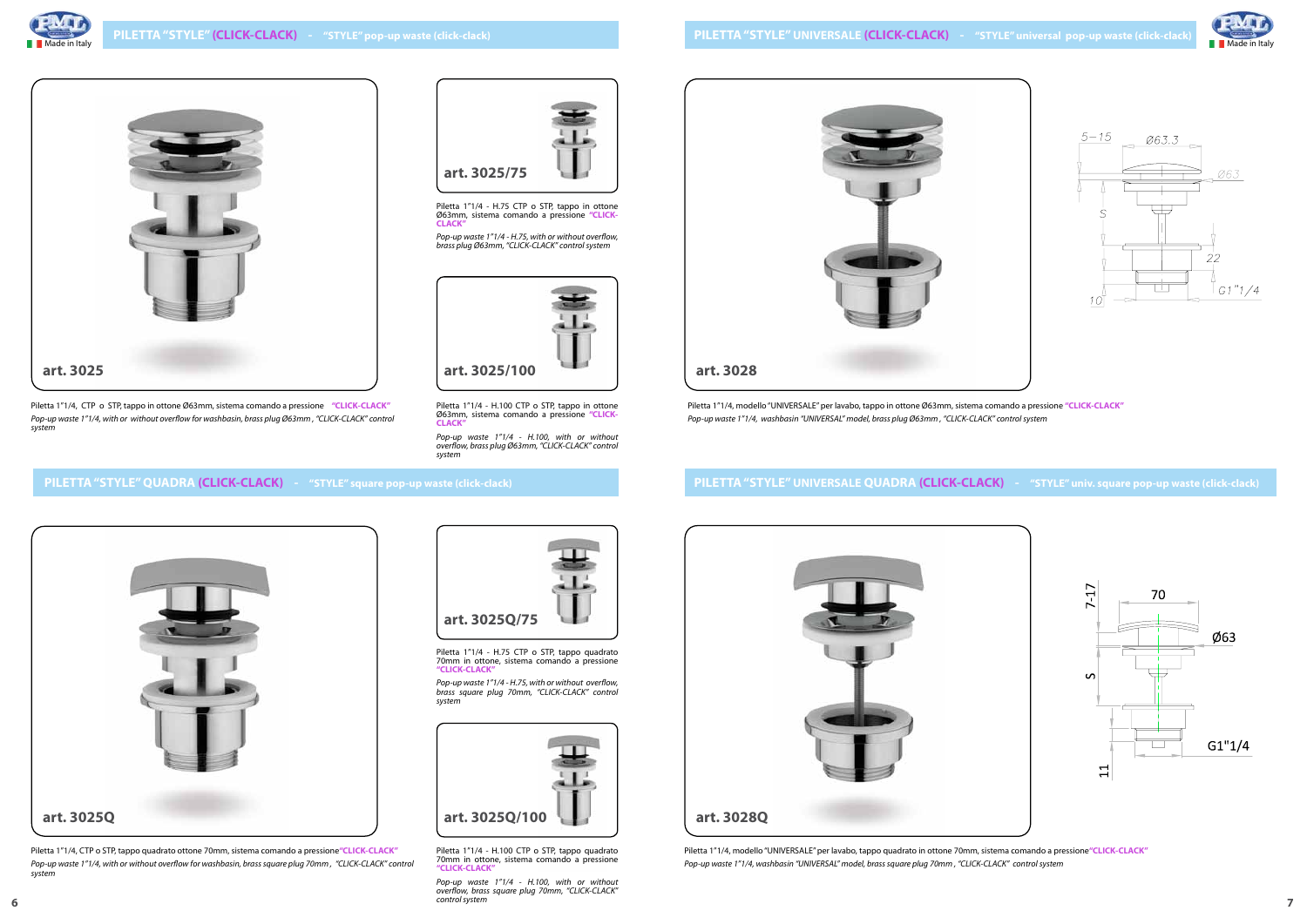## PILETTA "STYLE" (CLICK-CLACK) - "STYLE" pop-up waste (click-clack)

**art. 3025**

Piletta 1"1/4, CTP o STP, tappo in ottone Ø63mm, sistema comando a pressione "CLICK-CLACK"

*Pop-up waste 1"1/4, with or without overflow for washbasin, brass plug Ø63mm, "CLICK-CLACK" control system*

**art. 3025/75**

Piletta 1"1/4 - H.75 CTP o STP, tappo in ottone Ø63mm, sistema comando a pressione "CLICK-CLACK"

*Pop-up waste 1"1/4 - H.75, with or without overflow, brass plug Ø63mm, "CLICK-CLACK" control system*

**art. 3025/100**

Piletta 1"1/4 - H.100 CTP o STP, tappo in ottone Ø63mm, sistema comando a pressione "CLICK-CLACK"

*Pop-up waste 1"1/4 - H.100, with or without overflow, brass plug Ø63mm, "CLICK-CLACK" control system*

## PILETTA "STYLE" QUADRA (CLICK-CLACK) - "STYLE" square pop-up waste (click-clack)

**art. 3025Q**

Piletta 1"1/4, CTP o STP, tappo quadrato ottone 70mm, sistema comando a pressione "CLICK-CLACK"

*Pop-up waste 1"1/4, with or without overflow for washbasin, brass square plug 70mm, "CLICK-CLACK" control system*

**art. 3025Q/75**

Piletta 1"1/4 - H.75 CTP o STP, tappo quadrato 70mm in ottone, sistema comando a pressione "CLICK-CLACK"

*Pop-up waste 1"1/4 - H.75, with or without overflow, brass square plug 70mm, "CLICK-CLACK" control system*

**art. 3025Q/100**

Piletta 1"1/4 - H.100 CTP o STP, tappo quadrato 70mm in ottone, sistema comando a pressione "CLICK-CLACK"

*Pop-up waste 1"1/4 - H.100, with or without overflow, brass square plug 70mm, "CLICK-CLACK" control system*

## PILETTA "STYLE" UNIVERSALE (CLICK-CLACK) - "STYLE" universal pop-up waste (click-clack)

**art. 3028**

5–15 · Ø63.3 · Ø63 · S · 22 · G1"1/4 · 10

Piletta 1"1/4, modello "UNIVERSALE" per lavabo, tappo in ottone Ø63mm, sistema comando a pressione "CLICK-CLACK"

*Pop-up waste 1"1/4, washbasin "UNIVERSAL" model, brass plug Ø63mm, "CLICK-CLACK" control system*

## PILETTA "STYLE" UNIVERSALE QUADRA (CLICK-CLACK) - "STYLE" univ. square pop-up waste (click-clack)

**art. 3028Q**

7-17 · 70 · Ø63 · S · G1"1/4 · 11

Piletta 1"1/4, modello "UNIVERSALE" per lavabo, tappo quadrato in ottone 70mm, sistema comando a pressione "CLICK-CLACK"

*Pop-up waste 1"1/4, washbasin "UNIVERSAL" model, brass square plug 70mm, "CLICK-CLACK" control system*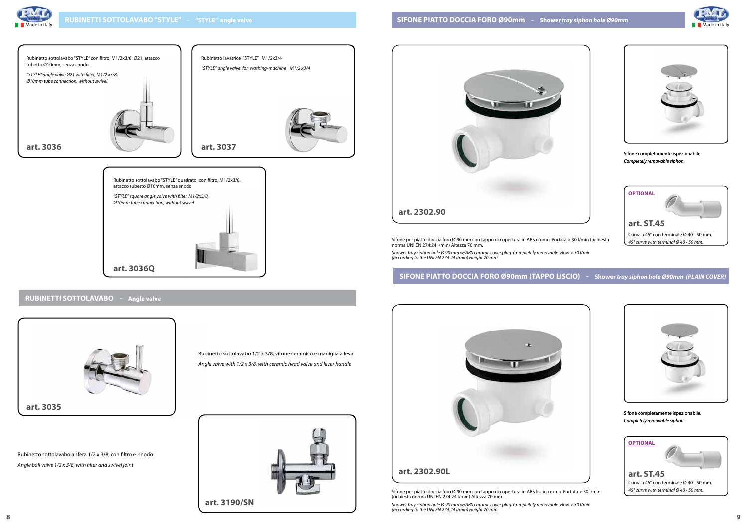## RUBINETTI SOTTOLAVABO "STYLE" - "STYLE" angle valve

Rubinetto sottolavabo "STYLE" con filtro, M1/2x3/8 Ø21, attacco tubetto Ø10mm, senza snodo

*"STYLE" angle valve Ø21 with filter, M1/2 x3/8, Ø10mm tube connection, without swivel*

**art. 3036**

Rubinetto lavatrice "STYLE" M1/2x3/4

*"STYLE" angle valve for washing-machine M1/2 x3/4*

**art. 3037**

Rubinetto sottolavabo "STYLE" quadrato con filtro, M1/2x3/8, attacco tubetto Ø10mm, senza snodo

*"STYLE" square angle valve with filter, M1/2x3/8, Ø10mm tube connection, without swivel*

**art. 3036Q**

## RUBINETTI SOTTOLAVABO - Angle valve

**art. 3035**

Rubinetto sottolavabo 1/2 x 3/8, vitone ceramico e maniglia a leva

*Angle valve with 1/2 x 3/8, with ceramic head valve and lever handle*

Rubinetto sottolavabo a sfera 1/2 x 3/8, con filtro e snodo

*Angle ball valve 1/2 x 3/8, with filter and swivel joint*

**art. 3190/SN**

## SIFONE PIATTO DOCCIA FORO Ø90mm - *Shower tray siphon hole Ø90mm*

**art. 2302.90**

Sifone per piatto doccia foro Ø 90 mm con tappo di copertura in ABS cromo. Portata > 30 l/min (richiesta norma UNI EN 274:24 l/min) Altezza 70 mm.

*Shower tray siphon hole Ø 90 mm w/ABS chrome cover plug. Completely removable. Flow > 30 l/min (according to the UNI EN 274:24 l/min) Height 70 mm.*

**Sifone completamente ispezionabile.**

***Completely removable siphon.***

**OPTIONAL**

**art. ST.45**

Curva a 45° con terminale Ø 40 - 50 mm.

*45° curve with terminal Ø 40 - 50 mm.*

## SIFONE PIATTO DOCCIA FORO Ø90mm (TAPPO LISCIO) - *Shower tray siphon hole Ø90mm (PLAIN COVER)*

**art. 2302.90L**

Sifone per piatto doccia foro Ø 90 mm con tappo di copertura in ABS liscio cromo. Portata > 30 l/min (richiesta norma UNI EN 274:24 l/min) Altezza 70 mm.

*Shower tray siphon hole Ø 90 mm w/ABS chrome cover plug. Completely removable. Flow > 30 l/min (according to the UNI EN 274:24 l/min) Height 70 mm.*

**Sifone completamente ispezionabile.**

***Completely removable siphon.***

**OPTIONAL**

**art. ST.45**

Curva a 45° con terminale Ø 40 - 50 mm.

*45° curve with terminal Ø 40 - 50 mm.*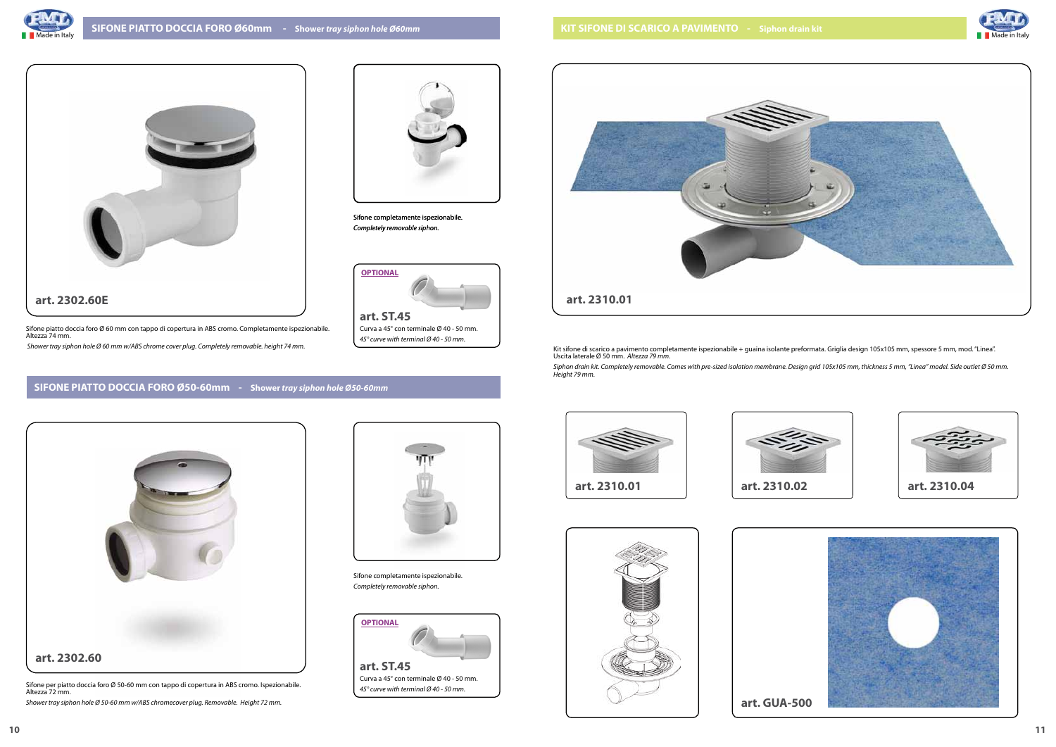## SIFONE PIATTO DOCCIA FORO Ø60mm - *Shower tray siphon hole Ø60mm*

**art. 2302.60E**

Sifone piatto doccia foro Ø 60 mm con tappo di copertura in ABS cromo. Completamente ispezionabile. Altezza 74 mm.

*Shower tray siphon hole Ø 60 mm w/ABS chrome cover plug. Completely removable. height 74 mm.*

Sifone completamente ispezionabile.
*Completely removable siphon.*

**OPTIONAL**

**art. ST.45**

Curva a 45° con terminale Ø 40 - 50 mm.
*45° curve with terminal Ø 40 - 50 mm.*

## SIFONE PIATTO DOCCIA FORO Ø50-60mm - *Shower tray siphon hole Ø50-60mm*

**art. 2302.60**

Sifone per piatto doccia foro Ø 50-60 mm con tappo di copertura in ABS cromo. Ispezionabile. Altezza 72 mm.

*Shower tray siphon hole Ø 50-60 mm w/ABS chromecover plug. Removable. Height 72 mm.*

Sifone completamente ispezionabile.
*Completely removable siphon.*

**OPTIONAL**

**art. ST.45**

Curva a 45° con terminale Ø 40 - 50 mm.
*45° curve with terminal Ø 40 - 50 mm.*

## KIT SIFONE DI SCARICO A PAVIMENTO - *Siphon drain kit*

**art. 2310.01**

Kit sifone di scarico a pavimento completamente ispezionabile + guaina isolante preformata. Griglia design 105x105 mm, spessore 5 mm, mod. "Linea". Uscita laterale Ø 50 mm. *Altezza 79 mm.*

*Siphon drain kit. Completely removable. Comes with pre-sized isolation membrane. Design grid 105x105 mm, thickness 5 mm, "Linea" model. Side outlet Ø 50 mm. Height 79 mm.*

**art. 2310.01**

**art. 2310.02**

**art. 2310.04**

**art. GUA-500**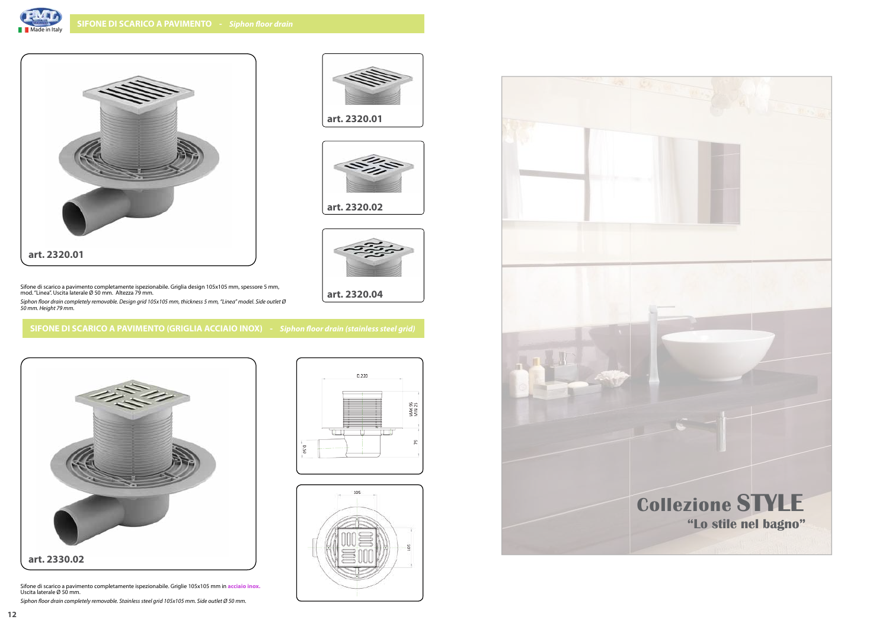## SIFONE DI SCARICO A PAVIMENTO - *Siphon floor drain*

**art. 2320.01**

**art. 2320.01**

**art. 2320.02**

**art. 2320.04**

Sifone di scarico a pavimento completamente ispezionabile. Griglia design 105x105 mm, spessore 5 mm, mod. "Linea". Uscita laterale Ø 50 mm. Altezza 79 mm.

*Siphon floor drain completely removable. Design grid 105x105 mm, thickness 5 mm, "Linea" model. Side outlet Ø 50 mm. Height 79 mm.*

## SIFONE DI SCARICO A PAVIMENTO (GRIGLIA ACCIAIO INOX) - *Siphon floor drain (stainless steel grid)*

**art. 2330.02**

Ø 220

MAX 95
MIN 25

75

Ø 50

105

105

Sifone di scarico a pavimento completamente ispezionabile. Griglie 105x105 mm in **acciaio inox.** Uscita laterale Ø 50 mm.

*Siphon floor drain completely removable. Stainless steel grid 105x105 mm. Side outlet Ø 50 mm.*

# Collezione STYLE

**"Lo stile nel bagno"**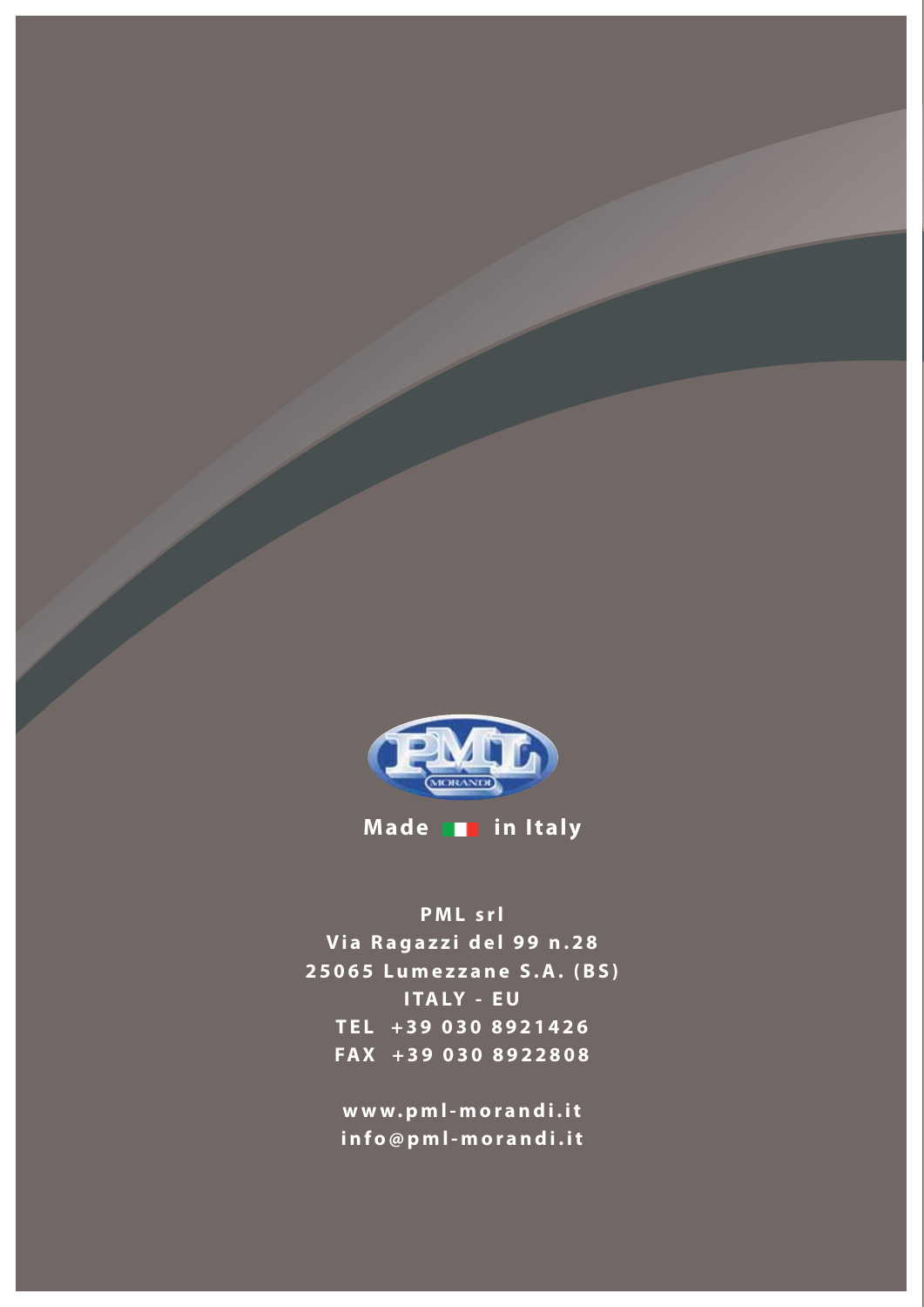**Made in Italy**

**PML srl**
**Via Ragazzi del 99 n.28**
**25065 Lumezzane S.A. (BS)**
**ITALY - EU**
**TEL +39 030 8921426**
**FAX +39 030 8922808**

**www.pml-morandi.it**
**info@pml-morandi.it**